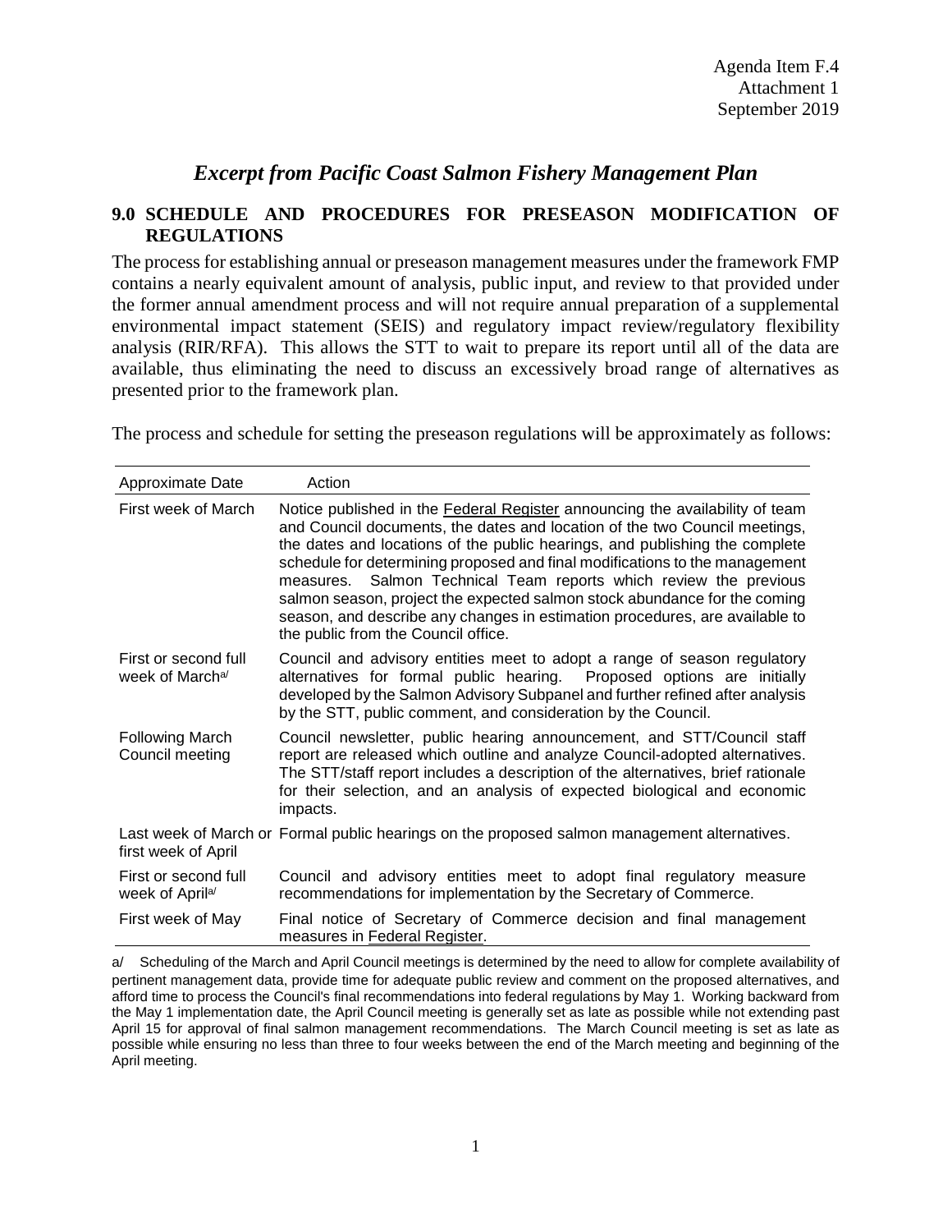Agenda Item F.4
Attachment 1
September 2019

# *Excerpt from Pacific Coast Salmon Fishery Management Plan*

## 9.0 SCHEDULE AND PROCEDURES FOR PRESEASON MODIFICATION OF REGULATIONS

The process for establishing annual or preseason management measures under the framework FMP contains a nearly equivalent amount of analysis, public input, and review to that provided under the former annual amendment process and will not require annual preparation of a supplemental environmental impact statement (SEIS) and regulatory impact review/regulatory flexibility analysis (RIR/RFA). This allows the STT to wait to prepare its report until all of the data are available, thus eliminating the need to discuss an excessively broad range of alternatives as presented prior to the framework plan.

The process and schedule for setting the preseason regulations will be approximately as follows:

| Approximate Date | Action |
|---|---|
| First week of March | Notice published in the Federal Register announcing the availability of team and Council documents, the dates and location of the two Council meetings, the dates and locations of the public hearings, and publishing the complete schedule for determining proposed and final modifications to the management measures. Salmon Technical Team reports which review the previous salmon season, project the expected salmon stock abundance for the coming season, and describe any changes in estimation procedures, are available to the public from the Council office. |
| First or second full week of March[a/] | Council and advisory entities meet to adopt a range of season regulatory alternatives for formal public hearing. Proposed options are initially developed by the Salmon Advisory Subpanel and further refined after analysis by the STT, public comment, and consideration by the Council. |
| Following March Council meeting | Council newsletter, public hearing announcement, and STT/Council staff report are released which outline and analyze Council-adopted alternatives. The STT/staff report includes a description of the alternatives, brief rationale for their selection, and an analysis of expected biological and economic impacts. |
| Last week of March or first week of April | Formal public hearings on the proposed salmon management alternatives. |
| First or second full week of April[a/] | Council and advisory entities meet to adopt final regulatory measure recommendations for implementation by the Secretary of Commerce. |
| First week of May | Final notice of Secretary of Commerce decision and final management measures in Federal Register. |

a/ Scheduling of the March and April Council meetings is determined by the need to allow for complete availability of pertinent management data, provide time for adequate public review and comment on the proposed alternatives, and afford time to process the Council's final recommendations into federal regulations by May 1. Working backward from the May 1 implementation date, the April Council meeting is generally set as late as possible while not extending past April 15 for approval of final salmon management recommendations. The March Council meeting is set as late as possible while ensuring no less than three to four weeks between the end of the March meeting and beginning of the April meeting.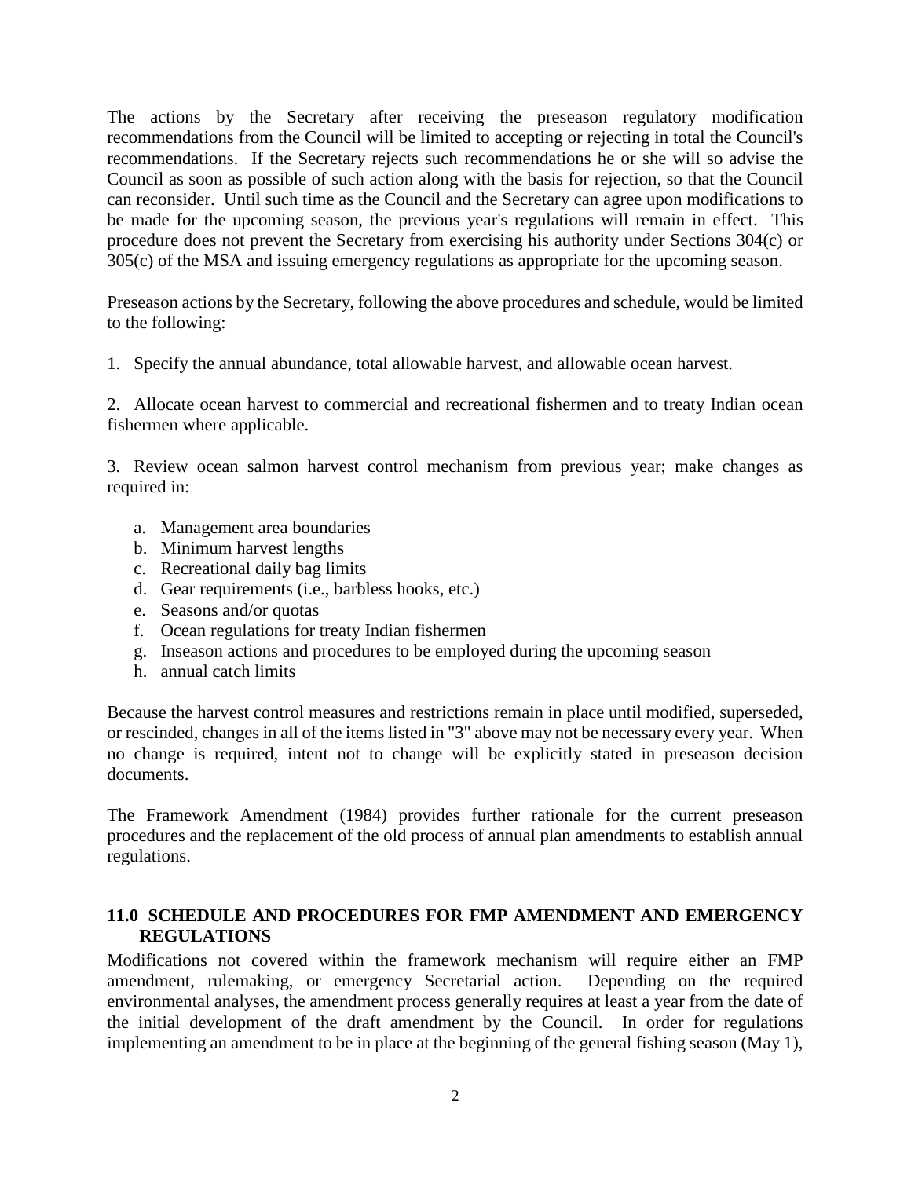The actions by the Secretary after receiving the preseason regulatory modification recommendations from the Council will be limited to accepting or rejecting in total the Council's recommendations. If the Secretary rejects such recommendations he or she will so advise the Council as soon as possible of such action along with the basis for rejection, so that the Council can reconsider. Until such time as the Council and the Secretary can agree upon modifications to be made for the upcoming season, the previous year's regulations will remain in effect. This procedure does not prevent the Secretary from exercising his authority under Sections 304(c) or 305(c) of the MSA and issuing emergency regulations as appropriate for the upcoming season.

Preseason actions by the Secretary, following the above procedures and schedule, would be limited to the following:

1. Specify the annual abundance, total allowable harvest, and allowable ocean harvest.

2. Allocate ocean harvest to commercial and recreational fishermen and to treaty Indian ocean fishermen where applicable.

3. Review ocean salmon harvest control mechanism from previous year; make changes as required in:

   a. Management area boundaries
   b. Minimum harvest lengths
   c. Recreational daily bag limits
   d. Gear requirements (i.e., barbless hooks, etc.)
   e. Seasons and/or quotas
   f. Ocean regulations for treaty Indian fishermen
   g. Inseason actions and procedures to be employed during the upcoming season
   h. annual catch limits

Because the harvest control measures and restrictions remain in place until modified, superseded, or rescinded, changes in all of the items listed in "3" above may not be necessary every year. When no change is required, intent not to change will be explicitly stated in preseason decision documents.

The Framework Amendment (1984) provides further rationale for the current preseason procedures and the replacement of the old process of annual plan amendments to establish annual regulations.

## 11.0 SCHEDULE AND PROCEDURES FOR FMP AMENDMENT AND EMERGENCY REGULATIONS

Modifications not covered within the framework mechanism will require either an FMP amendment, rulemaking, or emergency Secretarial action. Depending on the required environmental analyses, the amendment process generally requires at least a year from the date of the initial development of the draft amendment by the Council. In order for regulations implementing an amendment to be in place at the beginning of the general fishing season (May 1),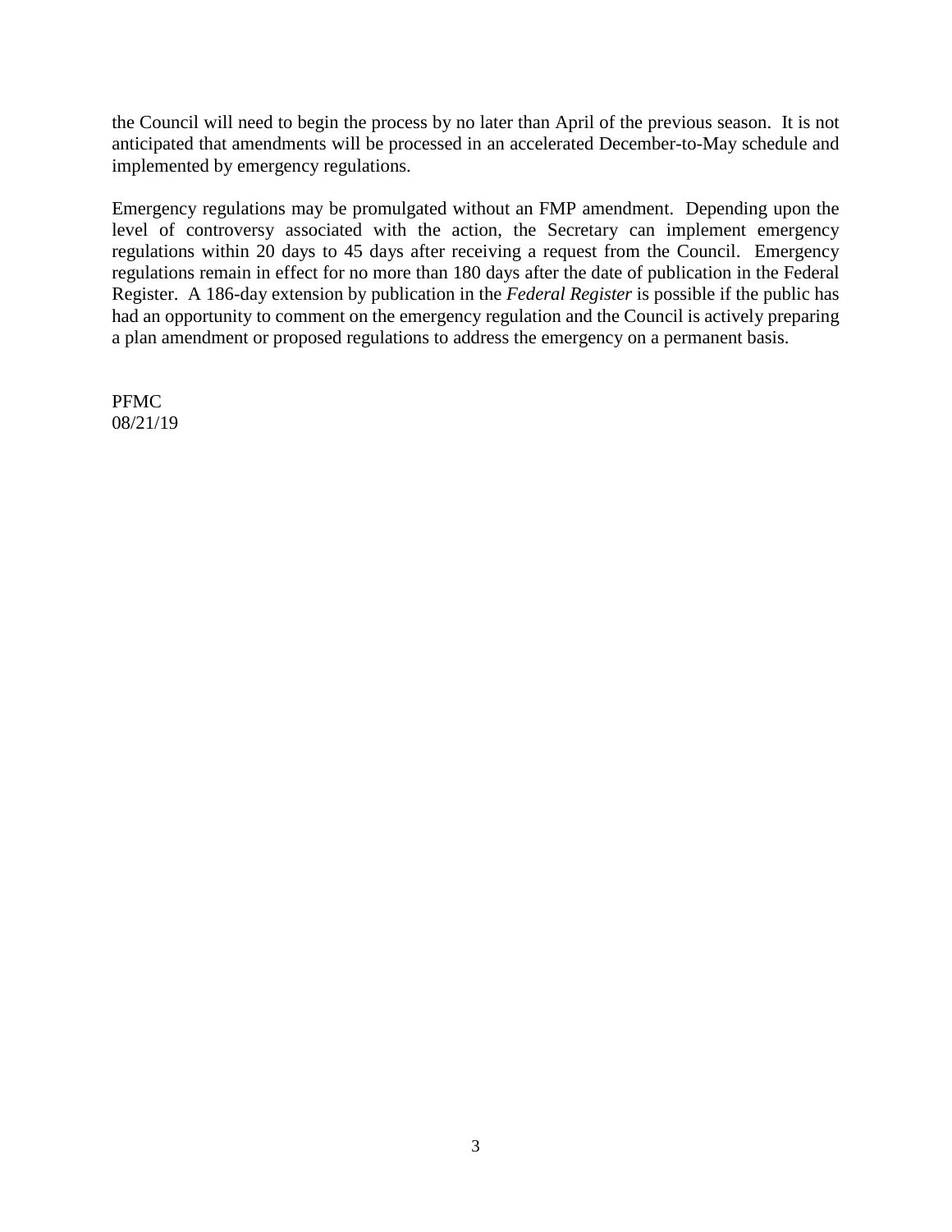the Council will need to begin the process by no later than April of the previous season. It is not anticipated that amendments will be processed in an accelerated December-to-May schedule and implemented by emergency regulations.

Emergency regulations may be promulgated without an FMP amendment. Depending upon the level of controversy associated with the action, the Secretary can implement emergency regulations within 20 days to 45 days after receiving a request from the Council. Emergency regulations remain in effect for no more than 180 days after the date of publication in the Federal Register. A 186-day extension by publication in the *Federal Register* is possible if the public has had an opportunity to comment on the emergency regulation and the Council is actively preparing a plan amendment or proposed regulations to address the emergency on a permanent basis.

PFMC
08/21/19